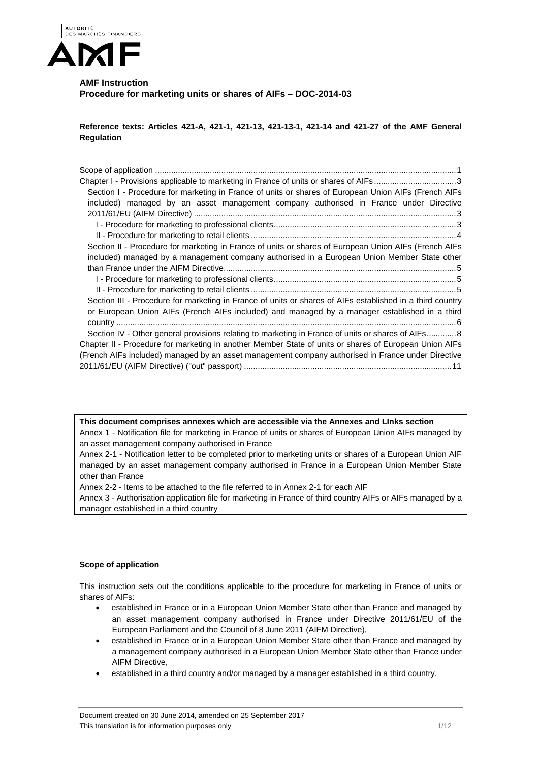AUTORITÉ DES MARCHÉS FINANCIERS

AMF

**AMF Instruction**
**Procedure for marketing units or shares of AIFs – DOC-2014-03**

**Reference texts: Articles 421-A, 421-1, 421-13, 421-13-1, 421-14 and 421-27 of the AMF General Regulation**

Scope of application ... 1
Chapter I - Provisions applicable to marketing in France of units or shares of AIFs ... 3
- Section I - Procedure for marketing in France of units or shares of European Union AIFs (French AIFs included) managed by an asset management company authorised in France under Directive 2011/61/EU (AIFM Directive) ... 3
  - I - Procedure for marketing to professional clients ... 3
  - II - Procedure for marketing to retail clients ... 4
- Section II - Procedure for marketing in France of units or shares of European Union AIFs (French AIFs included) managed by a management company authorised in a European Union Member State other than France under the AIFM Directive ... 5
  - I - Procedure for marketing to professional clients ... 5
  - II - Procedure for marketing to retail clients ... 5
- Section III - Procedure for marketing in France of units or shares of AIFs established in a third country or European Union AIFs (French AIFs included) and managed by a manager established in a third country ... 6
- Section IV - Other general provisions relating to marketing in France of units or shares of AIFs ... 8

Chapter II - Procedure for marketing in another Member State of units or shares of European Union AIFs (French AIFs included) managed by an asset management company authorised in France under Directive 2011/61/EU (AIFM Directive) ("out" passport) ... 11

**This document comprises annexes which are accessible via the Annexes and LInks section**
Annex 1 - Notification file for marketing in France of units or shares of European Union AIFs managed by an asset management company authorised in France
Annex 2-1 - Notification letter to be completed prior to marketing units or shares of a European Union AIF managed by an asset management company authorised in France in a European Union Member State other than France
Annex 2-2 - Items to be attached to the file referred to in Annex 2-1 for each AIF
Annex 3 - Authorisation application file for marketing in France of third country AIFs or AIFs managed by a manager established in a third country

**Scope of application**

This instruction sets out the conditions applicable to the procedure for marketing in France of units or shares of AIFs:

- established in France or in a European Union Member State other than France and managed by an asset management company authorised in France under Directive 2011/61/EU of the European Parliament and the Council of 8 June 2011 (AIFM Directive),
- established in France or in a European Union Member State other than France and managed by a management company authorised in a European Union Member State other than France under AIFM Directive,
- established in a third country and/or managed by a manager established in a third country.

Document created on 30 June 2014, amended on 25 September 2017
This translation is for information purposes only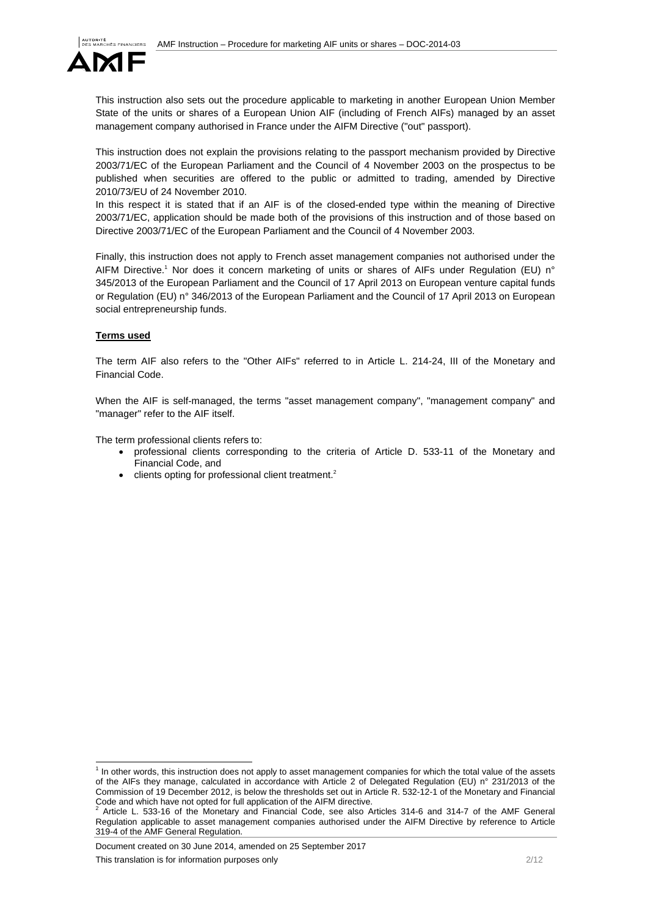This instruction also sets out the procedure applicable to marketing in another European Union Member State of the units or shares of a European Union AIF (including of French AIFs) managed by an asset management company authorised in France under the AIFM Directive ("out" passport).

This instruction does not explain the provisions relating to the passport mechanism provided by Directive 2003/71/EC of the European Parliament and the Council of 4 November 2003 on the prospectus to be published when securities are offered to the public or admitted to trading, amended by Directive 2010/73/EU of 24 November 2010.

In this respect it is stated that if an AIF is of the closed-ended type within the meaning of Directive 2003/71/EC, application should be made both of the provisions of this instruction and of those based on Directive 2003/71/EC of the European Parliament and the Council of 4 November 2003.

Finally, this instruction does not apply to French asset management companies not authorised under the AIFM Directive.[1] Nor does it concern marketing of units or shares of AIFs under Regulation (EU) n° 345/2013 of the European Parliament and the Council of 17 April 2013 on European venture capital funds or Regulation (EU) n° 346/2013 of the European Parliament and the Council of 17 April 2013 on European social entrepreneurship funds.

**Terms used**

The term AIF also refers to the "Other AIFs" referred to in Article L. 214-24, III of the Monetary and Financial Code.

When the AIF is self-managed, the terms "asset management company", "management company" and "manager" refer to the AIF itself.

The term professional clients refers to:

- professional clients corresponding to the criteria of Article D. 533-11 of the Monetary and Financial Code, and
- clients opting for professional client treatment.[2]

[1] In other words, this instruction does not apply to asset management companies for which the total value of the assets of the AIFs they manage, calculated in accordance with Article 2 of Delegated Regulation (EU) n° 231/2013 of the Commission of 19 December 2012, is below the thresholds set out in Article R. 532-12-1 of the Monetary and Financial Code and which have not opted for full application of the AIFM directive.

[2] Article L. 533-16 of the Monetary and Financial Code, see also Articles 314-6 and 314-7 of the AMF General Regulation applicable to asset management companies authorised under the AIFM Directive by reference to Article 319-4 of the AMF General Regulation.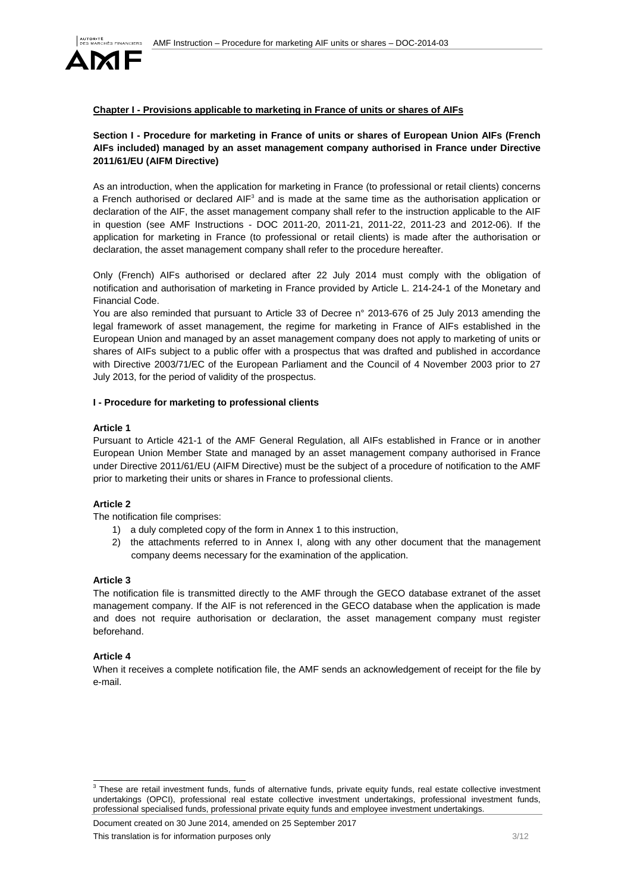**Chapter I - Provisions applicable to marketing in France of units or shares of AIFs**

**Section I - Procedure for marketing in France of units or shares of European Union AIFs (French AIFs included) managed by an asset management company authorised in France under Directive 2011/61/EU (AIFM Directive)**

As an introduction, when the application for marketing in France (to professional or retail clients) concerns a French authorised or declared AIF[3] and is made at the same time as the authorisation application or declaration of the AIF, the asset management company shall refer to the instruction applicable to the AIF in question (see AMF Instructions - DOC 2011-20, 2011-21, 2011-22, 2011-23 and 2012-06). If the application for marketing in France (professional or retail clients) is made after the authorisation or declaration, the asset management company shall refer to the procedure hereafter.

Only (French) AIFs authorised or declared after 22 July 2014 must comply with the obligation of notification and authorisation of marketing in France provided by Article L. 214-24-1 of the Monetary and Financial Code.

You are also reminded that pursuant to Article 33 of Decree n° 2013-676 of 25 July 2013 amending the legal framework of asset management, the regime for marketing in France of AIFs established in the European Union and managed by an asset management company does not apply to marketing of units or shares of AIFs subject to a public offer with a prospectus that was drafted and published in accordance with Directive 2003/71/EC of the European Parliament and the Council of 4 November 2003 prior to 27 July 2013, for the period of validity of the prospectus.

**I - Procedure for marketing to professional clients**

**Article 1**

Pursuant to Article 421-1 of the AMF General Regulation, all AIFs established in France or in another European Union Member State and managed by an asset management company authorised in France under Directive 2011/61/EU (AIFM Directive) must be the subject of a procedure of notification to the AMF prior to marketing their units or shares in France to professional clients.

**Article 2**

The notification file comprises:

1) a duly completed copy of the form in Annex 1 to this instruction,
2) the attachments referred to in Annex I, along with any other document that the management company deems necessary for the examination of the application.

**Article 3**

The notification file is transmitted directly to the AMF through the GECO database extranet of the asset management company. If the AIF is not referenced in the GECO database when the application is made and does not require authorisation or declaration, the asset management company must register beforehand.

**Article 4**

When it receives a complete notification file, the AMF sends an acknowledgement of receipt for the file by e-mail.

[3] These are retail investment funds, funds of alternative funds, private equity funds, real estate collective investment undertakings (OPCI), professional real estate collective investment undertakings, professional investment funds, professional specialised funds, professional private equity funds and employee investment undertakings.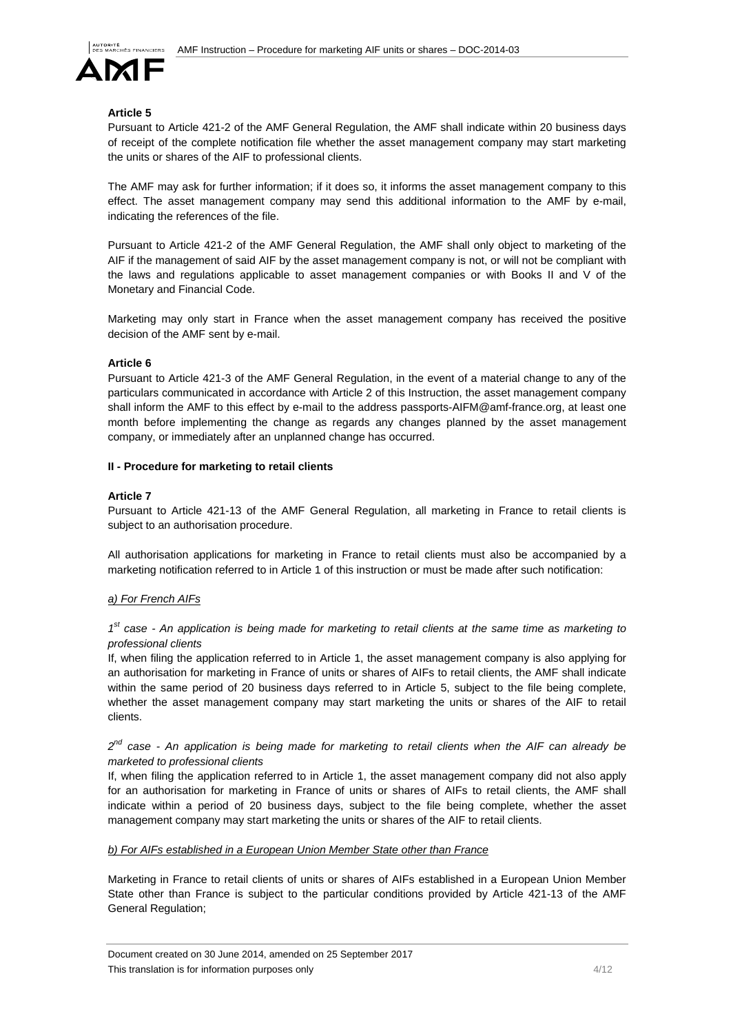**Article 5**

Pursuant to Article 421-2 of the AMF General Regulation, the AMF shall indicate within 20 business days of receipt of the complete notification file whether the asset management company may start marketing the units or shares of the AIF to professional clients.

The AMF may ask for further information; if it does so, it informs the asset management company to this effect. The asset management company may send this additional information to the AMF by e-mail, indicating the references of the file.

Pursuant to Article 421-2 of the AMF General Regulation, the AMF shall only object to marketing of the AIF if the management of said AIF by the asset management company is not, or will not be compliant with the laws and regulations applicable to asset management companies or with Books II and V of the Monetary and Financial Code.

Marketing may only start in France when the asset management company has received the positive decision of the AMF sent by e-mail.

**Article 6**

Pursuant to Article 421-3 of the AMF General Regulation, in the event of a material change to any of the particulars communicated in accordance with Article 2 of this Instruction, the asset management company shall inform the AMF to this effect by e-mail to the address passports-AIFM@amf-france.org, at least one month before implementing the change as regards any changes planned by the asset management company, or immediately after an unplanned change has occurred.

**II - Procedure for marketing to retail clients**

**Article 7**

Pursuant to Article 421-13 of the AMF General Regulation, all marketing in France to retail clients is subject to an authorisation procedure.

All authorisation applications for marketing in France to retail clients must also be accompanied by a marketing notification referred to in Article 1 of this instruction or must be made after such notification:

*a) For French AIFs*

*1st case - An application is being made for marketing to retail clients at the same time as marketing to professional clients*

If, when filing the application referred to in Article 1, the asset management company is also applying for an authorisation for marketing in France of units or shares of AIFs to retail clients, the AMF shall indicate within the same period of 20 business days referred to in Article 5, subject to the file being complete, whether the asset management company may start marketing the units or shares of the AIF to retail clients.

*2nd case - An application is being made for marketing to retail clients when the AIF can already be marketed to professional clients*

If, when filing the application referred to in Article 1, the asset management company did not also apply for an authorisation for marketing in France of units or shares of AIFs to retail clients, the AMF shall indicate within a period of 20 business days, subject to the file being complete, whether the asset management company may start marketing the units or shares of the AIF to retail clients.

*b) For AIFs established in a European Union Member State other than France*

Marketing in France to retail clients of units or shares of AIFs established in a European Union Member State other than France is subject to the particular conditions provided by Article 421-13 of the AMF General Regulation;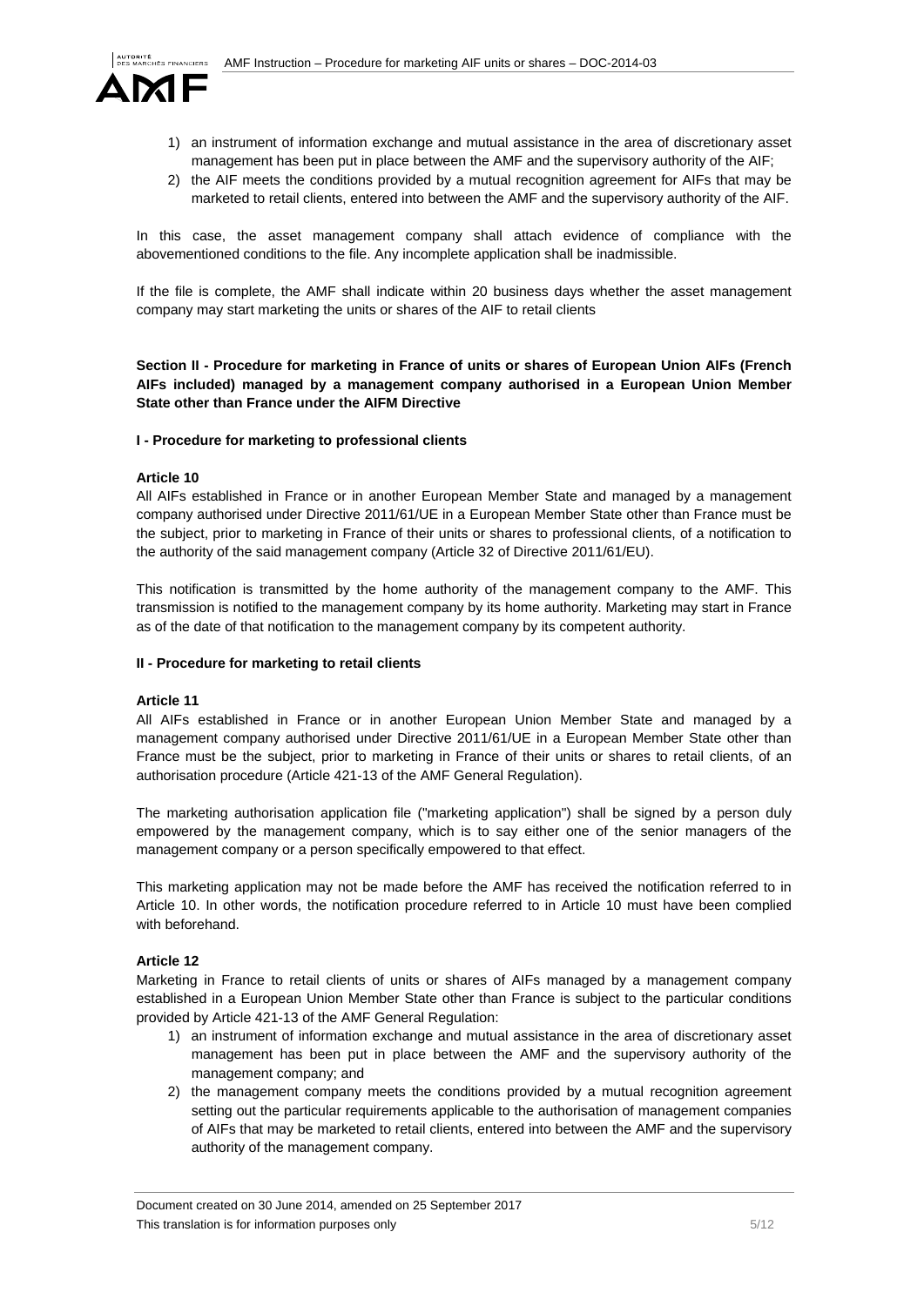1) an instrument of information exchange and mutual assistance in the area of discretionary asset management has been put in place between the AMF and the supervisory authority of the AIF;
2) the AIF meets the conditions provided by a mutual recognition agreement for AIFs that may be marketed to retail clients, entered into between the AMF and the supervisory authority of the AIF.

In this case, the asset management company shall attach evidence of compliance with the abovementioned conditions to the file. Any incomplete application shall be inadmissible.

If the file is complete, the AMF shall indicate within 20 business days whether the asset management company may start marketing the units or shares of the AIF to retail clients

## Section II - Procedure for marketing in France of units or shares of European Union AIFs (French AIFs included) managed by a management company authorised in a European Union Member State other than France under the AIFM Directive

### I - Procedure for marketing to professional clients

#### Article 10

All AIFs established in France or in another European Member State and managed by a management company authorised under Directive 2011/61/UE in a European Member State other than France must be the subject, prior to marketing in France of their units or shares to professional clients, of a notification to the authority of the said management company (Article 32 of Directive 2011/61/EU).

This notification is transmitted by the home authority of the management company to the AMF. This transmission is notified to the management company by its home authority. Marketing may start in France as of the date of that notification to the management company by its competent authority.

### II - Procedure for marketing to retail clients

#### Article 11

All AIFs established in France or in another European Union Member State and managed by a management company authorised under Directive 2011/61/UE in a European Union Member State other than France must be the subject, prior to marketing in France of their units or shares to retail clients, of an authorisation procedure (Article 421-13 of the AMF General Regulation).

The marketing authorisation application file ("marketing application") shall be signed by a person duly empowered by the management company, which is to say either one of the senior managers of the management company or a person specifically empowered to that effect.

This marketing application may not be made before the AMF has received the notification referred to in Article 10. In other words, the notification procedure referred to in Article 10 must have been complied with beforehand.

#### Article 12

Marketing in France to retail clients of units or shares of AIFs managed by a management company established in a European Union Member State other than France is subject to the particular conditions provided by Article 421-13 of the AMF General Regulation:

1) an instrument of information exchange and mutual assistance in the area of discretionary asset management has been put in place between the AMF and the supervisory authority of the management company; and
2) the management company meets the conditions provided by a mutual recognition agreement setting out the particular requirements applicable to the authorisation of management companies of AIFs that may be marketed to retail clients, entered into between the AMF and the supervisory authority of the management company.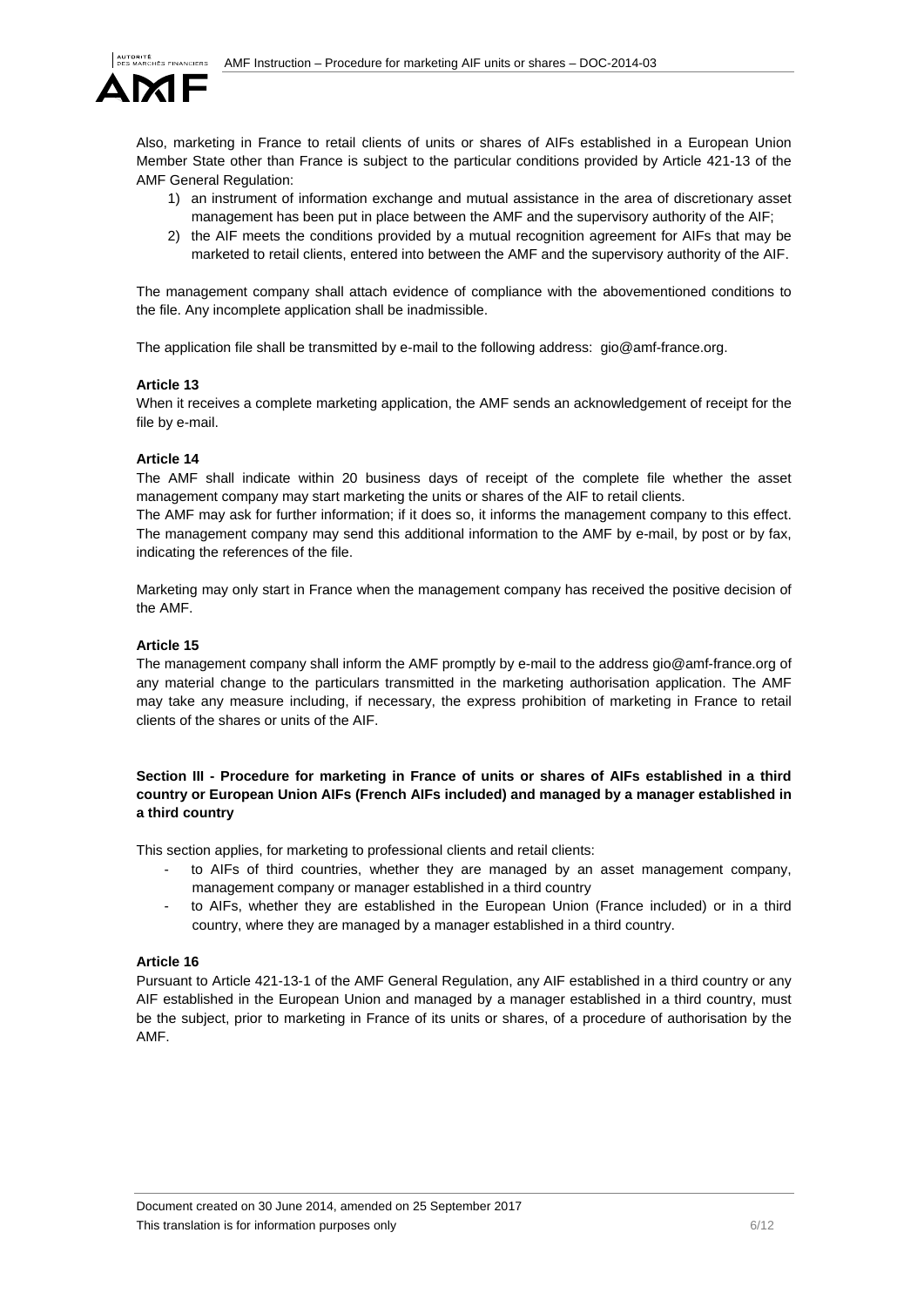Also, marketing in France to retail clients of units or shares of AIFs established in a European Union Member State other than France is subject to the particular conditions provided by Article 421-13 of the AMF General Regulation:

1) an instrument of information exchange and mutual assistance in the area of discretionary asset management has been put in place between the AMF and the supervisory authority of the AIF;
2) the AIF meets the conditions provided by a mutual recognition agreement for AIFs that may be marketed to retail clients, entered into between the AMF and the supervisory authority of the AIF.

The management company shall attach evidence of compliance with the abovementioned conditions to the file. Any incomplete application shall be inadmissible.

The application file shall be transmitted by e-mail to the following address: gio@amf-france.org.

**Article 13**

When it receives a complete marketing application, the AMF sends an acknowledgement of receipt for the file by e-mail.

**Article 14**

The AMF shall indicate within 20 business days of receipt of the complete file whether the asset management company may start marketing the units or shares of the AIF to retail clients.
The AMF may ask for further information; if it does so, it informs the management company to this effect. The management company may send this additional information to the AMF by e-mail, by post or by fax, indicating the references of the file.

Marketing may only start in France when the management company has received the positive decision of the AMF.

**Article 15**

The management company shall inform the AMF promptly by e-mail to the address gio@amf-france.org of any material change to the particulars transmitted in the marketing authorisation application. The AMF may take any measure including, if necessary, the express prohibition of marketing in France to retail clients of the shares or units of the AIF.

**Section III - Procedure for marketing in France of units or shares of AIFs established in a third country or European Union AIFs (French AIFs included) and managed by a manager established in a third country**

This section applies, for marketing to professional clients and retail clients:

- to AIFs of third countries, whether they are managed by an asset management company, management company or manager established in a third country
- to AIFs, whether they are established in the European Union (France included) or in a third country, where they are managed by a manager established in a third country.

**Article 16**

Pursuant to Article 421-13-1 of the AMF General Regulation, any AIF established in a third country or any AIF established in the European Union and managed by a manager established in a third country, must be the subject, prior to marketing in France of its units or shares, of a procedure of authorisation by the AMF.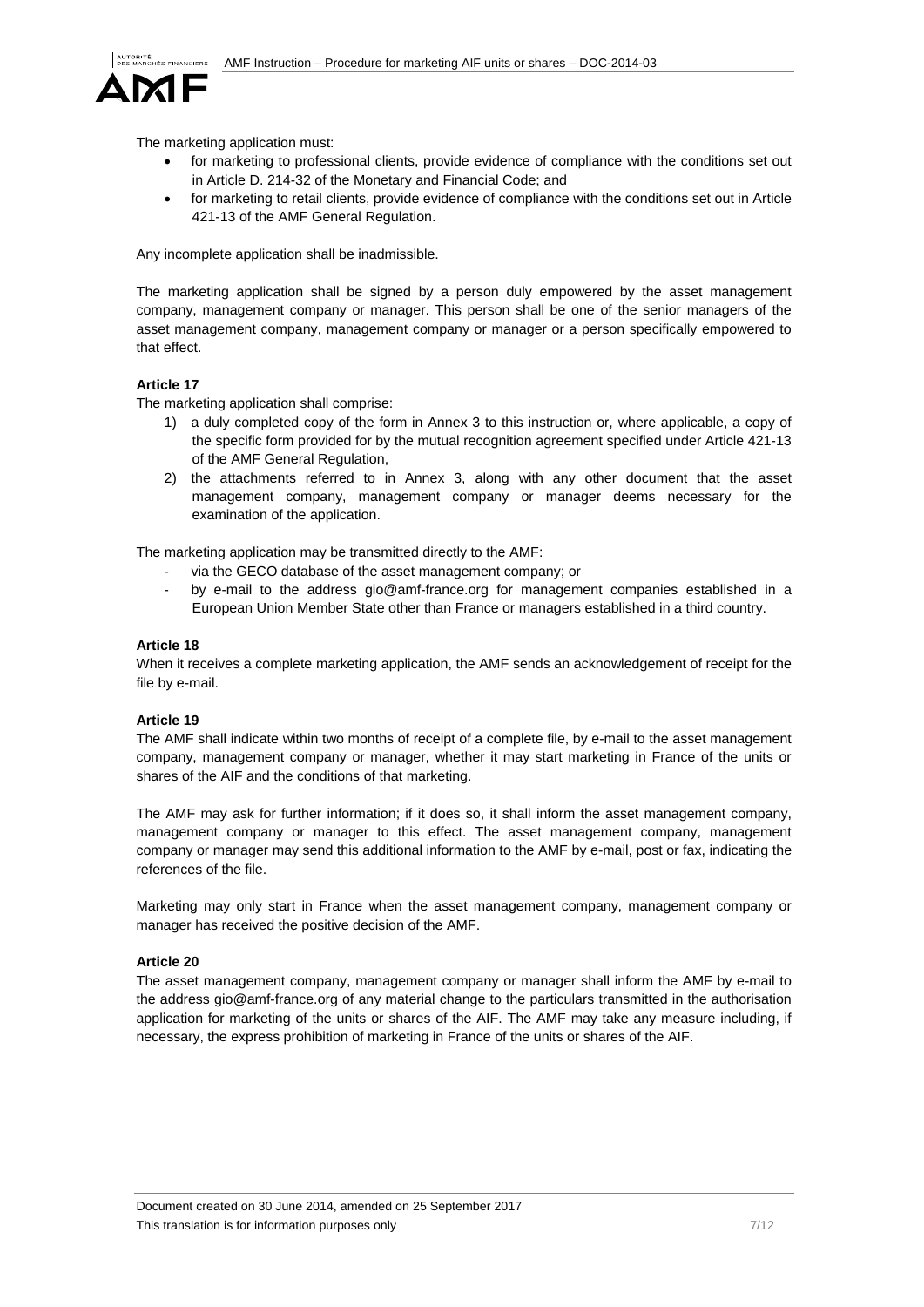The marketing application must:

- for marketing to professional clients, provide evidence of compliance with the conditions set out in Article D. 214-32 of the Monetary and Financial Code; and
- for marketing to retail clients, provide evidence of compliance with the conditions set out in Article 421-13 of the AMF General Regulation.

Any incomplete application shall be inadmissible.

The marketing application shall be signed by a person duly empowered by the asset management company, management company or manager. This person shall be one of the senior managers of the asset management company, management company or manager or a person specifically empowered to that effect.

**Article 17**

The marketing application shall comprise:

1) a duly completed copy of the form in Annex 3 to this instruction or, where applicable, a copy of the specific form provided for by the mutual recognition agreement specified under Article 421-13 of the AMF General Regulation,
2) the attachments referred to in Annex 3, along with any other document that the asset management company, management company or manager deems necessary for the examination of the application.

The marketing application may be transmitted directly to the AMF:

- via the GECO database of the asset management company; or
- by e-mail to the address gio@amf-france.org for management companies established in a European Union Member State other than France or managers established in a third country.

**Article 18**

When it receives a complete marketing application, the AMF sends an acknowledgement of receipt for the file by e-mail.

**Article 19**

The AMF shall indicate within two months of receipt of a complete file, by e-mail to the asset management company, management company or manager, whether it may start marketing in France of the units or shares of the AIF and the conditions of that marketing.

The AMF may ask for further information; if it does so, it shall inform the asset management company, management company or manager to this effect. The asset management company, management company or manager may send this additional information to the AMF by e-mail, post or fax, indicating the references of the file.

Marketing may only start in France when the asset management company, management company or manager has received the positive decision of the AMF.

**Article 20**

The asset management company, management company or manager shall inform the AMF by e-mail to the address gio@amf-france.org of any material change to the particulars transmitted in the authorisation application for marketing of the units or shares of the AIF. The AMF may take any measure including, if necessary, the express prohibition of marketing in France of the units or shares of the AIF.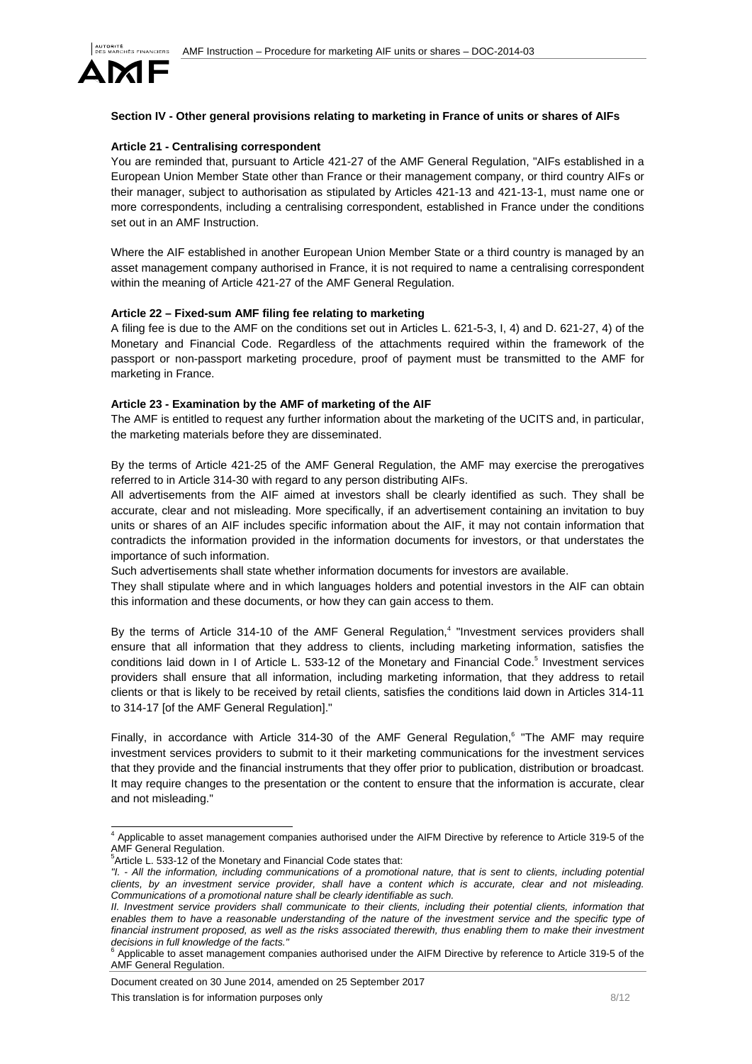**Section IV - Other general provisions relating to marketing in France of units or shares of AIFs**

**Article 21 - Centralising correspondent**

You are reminded that, pursuant to Article 421-27 of the AMF General Regulation, "AIFs established in a European Union Member State other than France or their management company, or third country AIFs or their manager, subject to authorisation as stipulated by Articles 421-13 and 421-13-1, must name one or more correspondents, including a centralising correspondent, established in France under the conditions set out in an AMF Instruction.

Where the AIF established in another European Union Member State or a third country is managed by an asset management company authorised in France, it is not required to name a centralising correspondent within the meaning of Article 421-27 of the AMF General Regulation.

**Article 22 – Fixed-sum AMF filing fee relating to marketing**

A filing fee is due to the AMF on the conditions set out in Articles L. 621-5-3, I, 4) and D. 621-27, 4) of the Monetary and Financial Code. Regardless of the attachments required within the framework of the passport or non-passport marketing procedure, proof of payment must be transmitted to the AMF for marketing in France.

**Article 23 - Examination by the AMF of marketing of the AIF**

The AMF is entitled to request any further information about the marketing of the UCITS and, in particular, the marketing materials before they are disseminated.

By the terms of Article 421-25 of the AMF General Regulation, the AMF may exercise the prerogatives referred to in Article 314-30 with regard to any person distributing AIFs.

All advertisements from the AIF aimed at investors shall be clearly identified as such. They shall be accurate, clear and not misleading. More specifically, if an advertisement containing an invitation to buy units or shares of an AIF includes specific information about the AIF, it may not contain information that contradicts the information provided in the information documents for investors, or that understates the importance of such information.

Such advertisements shall state whether information documents for investors are available.

They shall stipulate where and in which languages holders and potential investors in the AIF can obtain this information and these documents, or how they can gain access to them.

By the terms of Article 314-10 of the AMF General Regulation,[4] "Investment services providers shall ensure that all information that they address to clients, including marketing information, satisfies the conditions laid down in I of Article L. 533-12 of the Monetary and Financial Code.[5] Investment services providers shall ensure that all information, including marketing information, that they address to retail clients or that is likely to be received by retail clients, satisfies the conditions laid down in Articles 314-11 to 314-17 [of the AMF General Regulation]."

Finally, in accordance with Article 314-30 of the AMF General Regulation,[6] "The AMF may require investment services providers to submit to it their marketing communications for the investment services that they provide and the financial instruments that they offer prior to publication, distribution or broadcast. It may require changes to the presentation or the content to ensure that the information is accurate, clear and not misleading."

---

[4] Applicable to asset management companies authorised under the AIFM Directive by reference to Article 319-5 of the AMF General Regulation.

[5] Article L. 533-12 of the Monetary and Financial Code states that:

*"I. - All the information, including communications of a promotional nature, that is sent to clients, including potential clients, by an investment service provider, shall have a content which is accurate, clear and not misleading. Communications of a promotional nature shall be clearly identifiable as such.*

*II. Investment service providers shall communicate to their clients, including their potential clients, information that enables them to have a reasonable understanding of the nature of the investment service and the specific type of financial instrument proposed, as well as the risks associated therewith, thus enabling them to make their investment decisions in full knowledge of the facts."*

[6] Applicable to asset management companies authorised under the AIFM Directive by reference to Article 319-5 of the AMF General Regulation.

Document created on 30 June 2014, amended on 25 September 2017

This translation is for information purposes only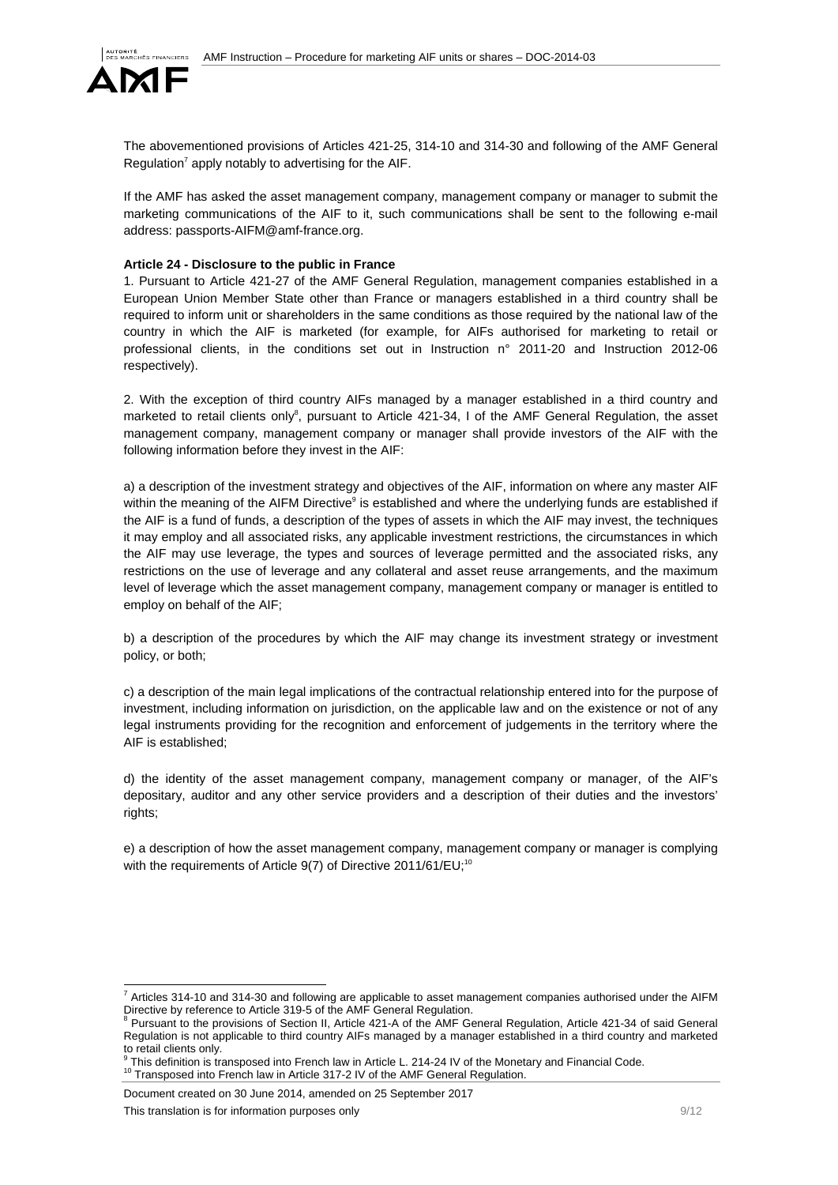The abovementioned provisions of Articles 421-25, 314-10 and 314-30 and following of the AMF General Regulation[7] apply notably to advertising for the AIF.

If the AMF has asked the asset management company, management company or manager to submit the marketing communications of the AIF to it, such communications shall be sent to the following e-mail address: passports-AIFM@amf-france.org.

**Article 24 - Disclosure to the public in France**

1. Pursuant to Article 421-27 of the AMF General Regulation, management companies established in a European Union Member State other than France or managers established in a third country shall be required to inform unit or shareholders in the same conditions as those required by the national law of the country in which the AIF is marketed (for example, for AIFs authorised for marketing to retail or professional clients, in the conditions set out in Instruction n° 2011-20 and Instruction 2012-06 respectively).

2. With the exception of third country AIFs managed by a manager established in a third country and marketed to retail clients only[8], pursuant to Article 421-34, I of the AMF General Regulation, the asset management company, management company or manager shall provide investors of the AIF with the following information before they invest in the AIF:

a) a description of the investment strategy and objectives of the AIF, information on where any master AIF within the meaning of the AIFM Directive[9] is established and where the underlying funds are established if the AIF is a fund of funds, a description of the types of assets in which the AIF may invest, the techniques it may employ and all associated risks, any applicable investment restrictions, the circumstances in which the AIF may use leverage, the types and sources of leverage permitted and the associated risks, any restrictions on the use of leverage and any collateral and asset reuse arrangements, and the maximum level of leverage which the asset management company, management company or manager is entitled to employ on behalf of the AIF;

b) a description of the procedures by which the AIF may change its investment strategy or investment policy, or both;

c) a description of the main legal implications of the contractual relationship entered into for the purpose of investment, including information on jurisdiction, on the applicable law and on the existence or not of any legal instruments providing for the recognition and enforcement of judgements in the territory where the AIF is established;

d) the identity of the asset management company, management company or manager, of the AIF's depositary, auditor and any other service providers and a description of their duties and the investors' rights;

e) a description of how the asset management company, management company or manager is complying with the requirements of Article 9(7) of Directive 2011/61/EU;[10]

---

[7] Articles 314-10 and 314-30 and following are applicable to asset management companies authorised under the AIFM Directive by reference to Article 319-5 of the AMF General Regulation.

[8] Pursuant to the provisions of Section II, Article 421-A of the AMF General Regulation, Article 421-34 of said General Regulation is not applicable to third country AIFs managed by a manager established in a third country and marketed to retail clients only.

[9] This definition is transposed into French law in Article L. 214-24 IV of the Monetary and Financial Code.

[10] Transposed into French law in Article 317-2 IV of the AMF General Regulation.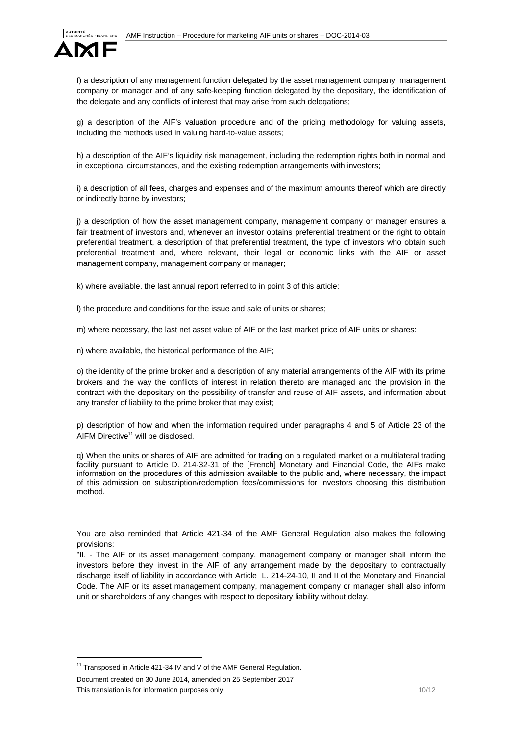f) a description of any management function delegated by the asset management company, management company or manager and of any safe-keeping function delegated by the depositary, the identification of the delegate and any conflicts of interest that may arise from such delegations;

g) a description of the AIF's valuation procedure and of the pricing methodology for valuing assets, including the methods used in valuing hard-to-value assets;

h) a description of the AIF's liquidity risk management, including the redemption rights both in normal and in exceptional circumstances, and the existing redemption arrangements with investors;

i) a description of all fees, charges and expenses and of the maximum amounts thereof which are directly or indirectly borne by investors;

j) a description of how the asset management company, management company or manager ensures a fair treatment of investors and, whenever an investor obtains preferential treatment or the right to obtain preferential treatment, a description of that preferential treatment, the type of investors who obtain such preferential treatment and, where relevant, their legal or economic links with the AIF or asset management company, management company or manager;

k) where available, the last annual report referred to in point 3 of this article;

l) the procedure and conditions for the issue and sale of units or shares;

m) where necessary, the last net asset value of AIF or the last market price of AIF units or shares:

n) where available, the historical performance of the AIF;

o) the identity of the prime broker and a description of any material arrangements of the AIF with its prime brokers and the way the conflicts of interest in relation thereto are managed and the provision in the contract with the depositary on the possibility of transfer and reuse of AIF assets, and information about any transfer of liability to the prime broker that may exist;

p) description of how and when the information required under paragraphs 4 and 5 of Article 23 of the AIFM Directive[11] will be disclosed.

q) When the units or shares of AIF are admitted for trading on a regulated market or a multilateral trading facility pursuant to Article D. 214-32-31 of the [French] Monetary and Financial Code, the AIFs make information on the procedures of this admission available to the public and, where necessary, the impact of this admission on subscription/redemption fees/commissions for investors choosing this distribution method.

You are also reminded that Article 421-34 of the AMF General Regulation also makes the following provisions:

"II. - The AIF or its asset management company, management company or manager shall inform the investors before they invest in the AIF of any arrangement made by the depositary to contractually discharge itself of liability in accordance with Article L. 214-24-10, II and II of the Monetary and Financial Code. The AIF or its asset management company, management company or manager shall also inform unit or shareholders of any changes with respect to depositary liability without delay.

[11] Transposed in Article 421-34 IV and V of the AMF General Regulation.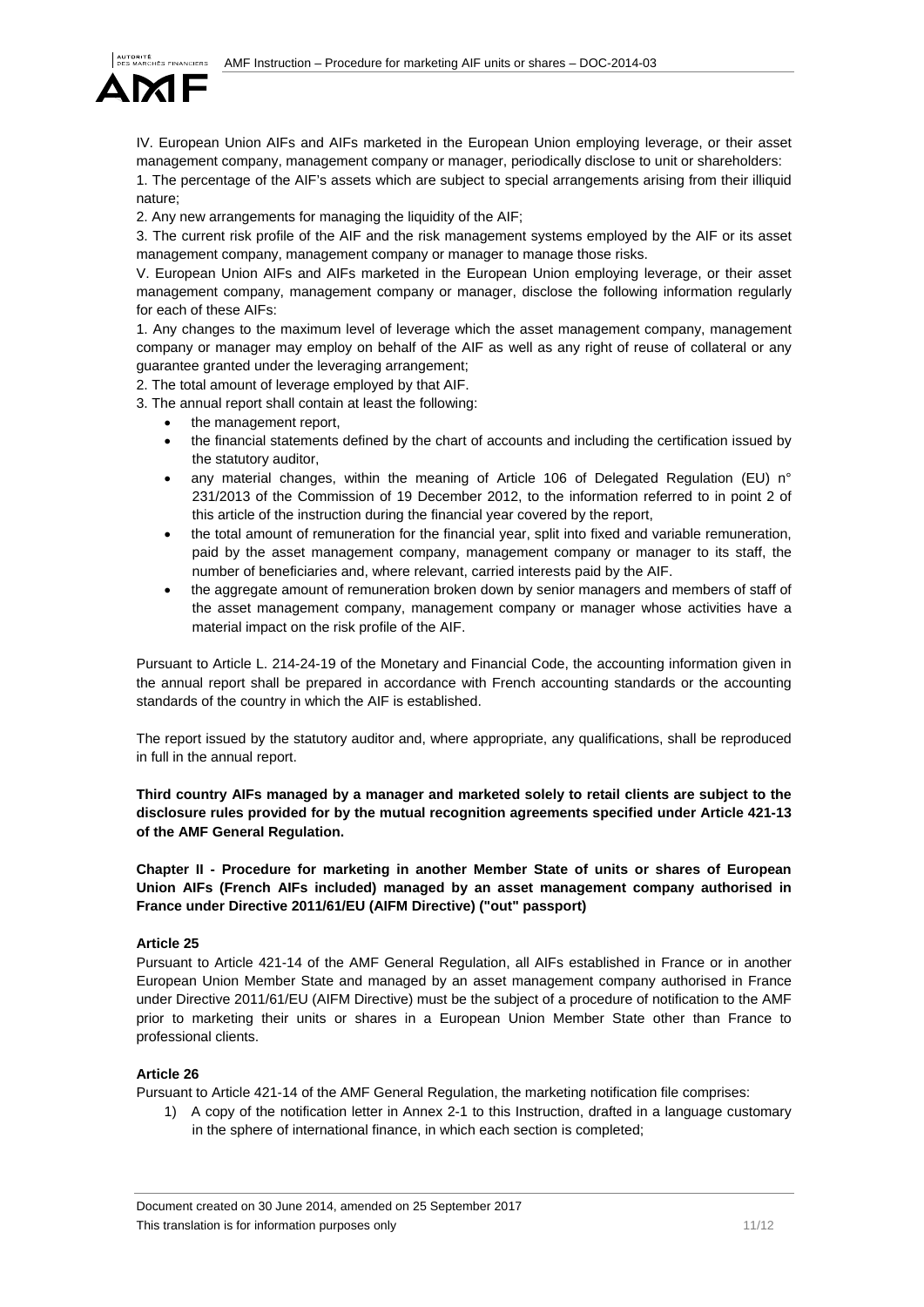IV. European Union AIFs and AIFs marketed in the European Union employing leverage, or their asset management company, management company or manager, periodically disclose to unit or shareholders:

1. The percentage of the AIF's assets which are subject to special arrangements arising from their illiquid nature;
2. Any new arrangements for managing the liquidity of the AIF;
3. The current risk profile of the AIF and the risk management systems employed by the AIF or its asset management company, management company or manager to manage those risks.

V. European Union AIFs and AIFs marketed in the European Union employing leverage, or their asset management company, management company or manager, disclose the following information regularly for each of these AIFs:

1. Any changes to the maximum level of leverage which the asset management company, management company or manager may employ on behalf of the AIF as well as any right of reuse of collateral or any guarantee granted under the leveraging arrangement;
2. The total amount of leverage employed by that AIF.
3. The annual report shall contain at least the following:
   - the management report,
   - the financial statements defined by the chart of accounts and including the certification issued by the statutory auditor,
   - any material changes, within the meaning of Article 106 of Delegated Regulation (EU) n° 231/2013 of the Commission of 19 December 2012, to the information referred to in point 2 of this article of the instruction during the financial year covered by the report,
   - the total amount of remuneration for the financial year, split into fixed and variable remuneration, paid by the asset management company, management company or manager to its staff, the number of beneficiaries and, where relevant, carried interests paid by the AIF.
   - the aggregate amount of remuneration broken down by senior managers and members of staff of the asset management company, management company or manager whose activities have a material impact on the risk profile of the AIF.

Pursuant to Article L. 214-24-19 of the Monetary and Financial Code, the accounting information given in the annual report shall be prepared in accordance with French accounting standards or the accounting standards of the country in which the AIF is established.

The report issued by the statutory auditor and, where appropriate, any qualifications, shall be reproduced in full in the annual report.

**Third country AIFs managed by a manager and marketed solely to retail clients are subject to the disclosure rules provided for by the mutual recognition agreements specified under Article 421-13 of the AMF General Regulation.**

## Chapter II - Procedure for marketing in another Member State of units or shares of European Union AIFs (French AIFs included) managed by an asset management company authorised in France under Directive 2011/61/EU (AIFM Directive) ("out" passport)

### Article 25

Pursuant to Article 421-14 of the AMF General Regulation, all AIFs established in France or in another European Union Member State and managed by an asset management company authorised in France under Directive 2011/61/EU (AIFM Directive) must be the subject of a procedure of notification to the AMF prior to marketing their units or shares in a European Union Member State other than France to professional clients.

### Article 26

Pursuant to Article 421-14 of the AMF General Regulation, the marketing notification file comprises:

1) A copy of the notification letter in Annex 2-1 to this Instruction, drafted in a language customary in the sphere of international finance, in which each section is completed;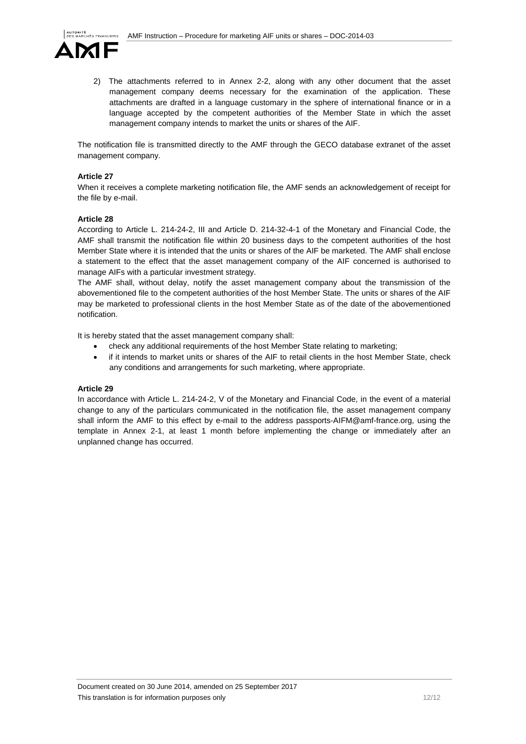2) The attachments referred to in Annex 2-2, along with any other document that the asset management company deems necessary for the examination of the application. These attachments are drafted in a language customary in the sphere of international finance or in a language accepted by the competent authorities of the Member State in which the asset management company intends to market the units or shares of the AIF.

The notification file is transmitted directly to the AMF through the GECO database extranet of the asset management company.

**Article 27**

When it receives a complete marketing notification file, the AMF sends an acknowledgement of receipt for the file by e-mail.

**Article 28**

According to Article L. 214-24-2, III and Article D. 214-32-4-1 of the Monetary and Financial Code, the AMF shall transmit the notification file within 20 business days to the competent authorities of the host Member State where it is intended that the units or shares of the AIF be marketed. The AMF shall enclose a statement to the effect that the asset management company of the AIF concerned is authorised to manage AIFs with a particular investment strategy.

The AMF shall, without delay, notify the asset management company about the transmission of the abovementioned file to the competent authorities of the host Member State. The units or shares of the AIF may be marketed to professional clients in the host Member State as of the date of the abovementioned notification.

It is hereby stated that the asset management company shall:

- check any additional requirements of the host Member State relating to marketing;
- if it intends to market units or shares of the AIF to retail clients in the host Member State, check any conditions and arrangements for such marketing, where appropriate.

**Article 29**

In accordance with Article L. 214-24-2, V of the Monetary and Financial Code, in the event of a material change to any of the particulars communicated in the notification file, the asset management company shall inform the AMF to this effect by e-mail to the address passports-AIFM@amf-france.org, using the template in Annex 2-1, at least 1 month before implementing the change or immediately after an unplanned change has occurred.